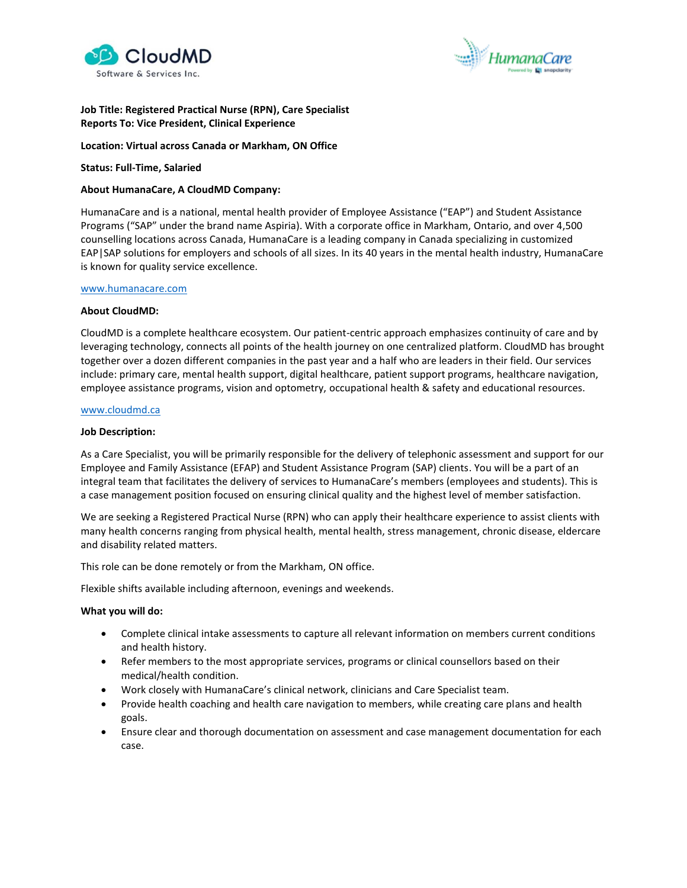**Job Title: Registered Practical Nurse (RPN), Care Specialist**
**Reports To: Vice President, Clinical Experience**

**Location: Virtual across Canada or Markham, ON Office**

**Status: Full-Time, Salaried**

**About HumanaCare, A CloudMD Company:**

HumanaCare and is a national, mental health provider of Employee Assistance ("EAP") and Student Assistance Programs ("SAP" under the brand name Aspiria). With a corporate office in Markham, Ontario, and over 4,500 counselling locations across Canada, HumanaCare is a leading company in Canada specializing in customized EAP|SAP solutions for employers and schools of all sizes. In its 40 years in the mental health industry, HumanaCare is known for quality service excellence.

www.humanacare.com

**About CloudMD:**

CloudMD is a complete healthcare ecosystem. Our patient-centric approach emphasizes continuity of care and by leveraging technology, connects all points of the health journey on one centralized platform. CloudMD has brought together over a dozen different companies in the past year and a half who are leaders in their field. Our services include: primary care, mental health support, digital healthcare, patient support programs, healthcare navigation, employee assistance programs, vision and optometry, occupational health & safety and educational resources.

www.cloudmd.ca

**Job Description:**

As a Care Specialist, you will be primarily responsible for the delivery of telephonic assessment and support for our Employee and Family Assistance (EFAP) and Student Assistance Program (SAP) clients. You will be a part of an integral team that facilitates the delivery of services to HumanaCare's members (employees and students). This is a case management position focused on ensuring clinical quality and the highest level of member satisfaction.

We are seeking a Registered Practical Nurse (RPN) who can apply their healthcare experience to assist clients with many health concerns ranging from physical health, mental health, stress management, chronic disease, eldercare and disability related matters.

This role can be done remotely or from the Markham, ON office.

Flexible shifts available including afternoon, evenings and weekends.

**What you will do:**

- Complete clinical intake assessments to capture all relevant information on members current conditions and health history.
- Refer members to the most appropriate services, programs or clinical counsellors based on their medical/health condition.
- Work closely with HumanaCare's clinical network, clinicians and Care Specialist team.
- Provide health coaching and health care navigation to members, while creating care plans and health goals.
- Ensure clear and thorough documentation on assessment and case management documentation for each case.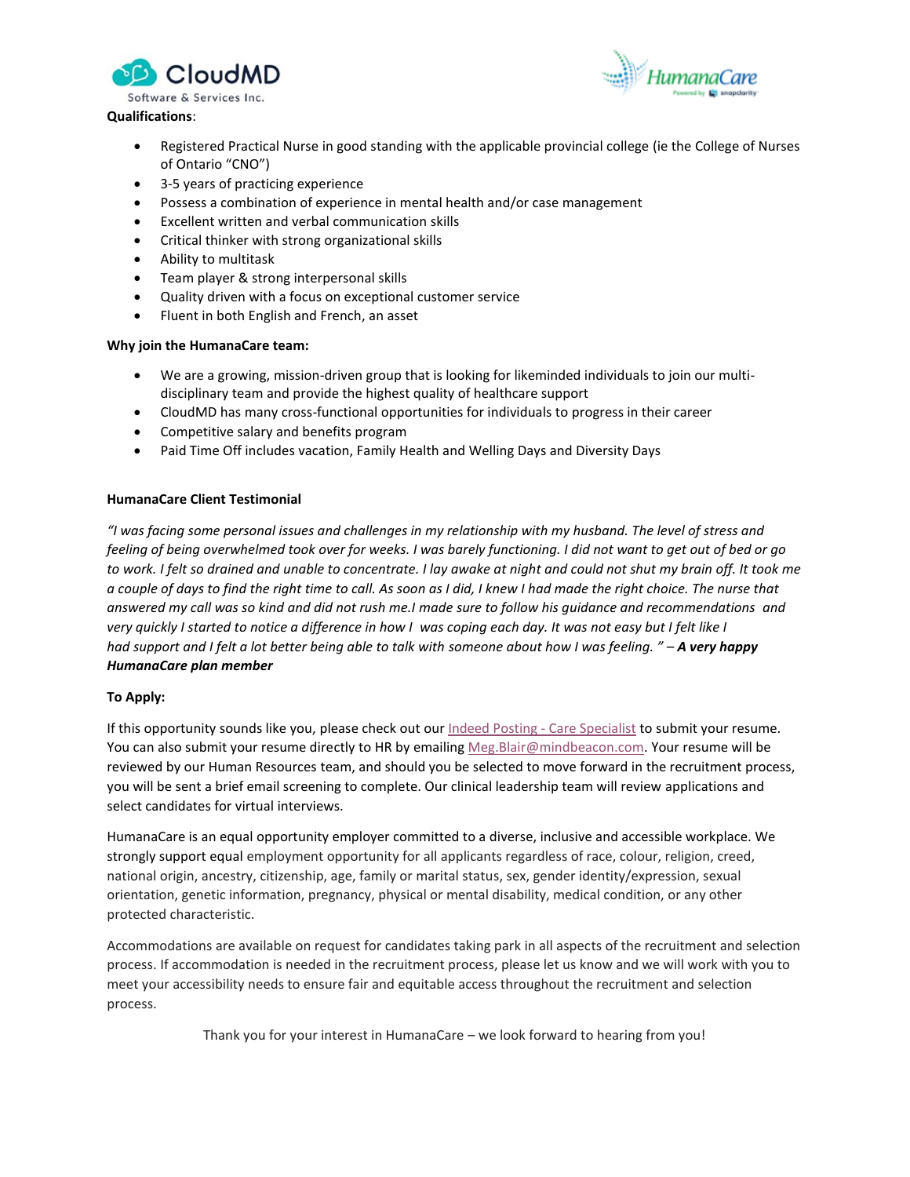**Qualifications**:

- Registered Practical Nurse in good standing with the applicable provincial college (ie the College of Nurses of Ontario "CNO")
- 3-5 years of practicing experience
- Possess a combination of experience in mental health and/or case management
- Excellent written and verbal communication skills
- Critical thinker with strong organizational skills
- Ability to multitask
- Team player & strong interpersonal skills
- Quality driven with a focus on exceptional customer service
- Fluent in both English and French, an asset

**Why join the HumanaCare team:**

- We are a growing, mission-driven group that is looking for likeminded individuals to join our multi-disciplinary team and provide the highest quality of healthcare support
- CloudMD has many cross-functional opportunities for individuals to progress in their career
- Competitive salary and benefits program
- Paid Time Off includes vacation, Family Health and Welling Days and Diversity Days

**HumanaCare Client Testimonial**

*"I was facing some personal issues and challenges in my relationship with my husband. The level of stress and feeling of being overwhelmed took over for weeks. I was barely functioning. I did not want to get out of bed or go to work. I felt so drained and unable to concentrate. I lay awake at night and could not shut my brain off. It took me a couple of days to find the right time to call. As soon as I did, I knew I had made the right choice. The nurse that answered my call was so kind and did not rush me.I made sure to follow his guidance and recommendations and very quickly I started to notice a difference in how I was coping each day. It was not easy but I felt like I had support and I felt a lot better being able to talk with someone about how I was feeling. "* – ***A very happy HumanaCare plan member***

**To Apply:**

If this opportunity sounds like you, please check out our Indeed Posting - Care Specialist to submit your resume. You can also submit your resume directly to HR by emailing Meg.Blair@mindbeacon.com. Your resume will be reviewed by our Human Resources team, and should you be selected to move forward in the recruitment process, you will be sent a brief email screening to complete. Our clinical leadership team will review applications and select candidates for virtual interviews.

HumanaCare is an equal opportunity employer committed to a diverse, inclusive and accessible workplace. We strongly support equal employment opportunity for all applicants regardless of race, colour, religion, creed, national origin, ancestry, citizenship, age, family or marital status, sex, gender identity/expression, sexual orientation, genetic information, pregnancy, physical or mental disability, medical condition, or any other protected characteristic.

Accommodations are available on request for candidates taking park in all aspects of the recruitment and selection process. If accommodation is needed in the recruitment process, please let us know and we will work with you to meet your accessibility needs to ensure fair and equitable access throughout the recruitment and selection process.

Thank you for your interest in HumanaCare – we look forward to hearing from you!